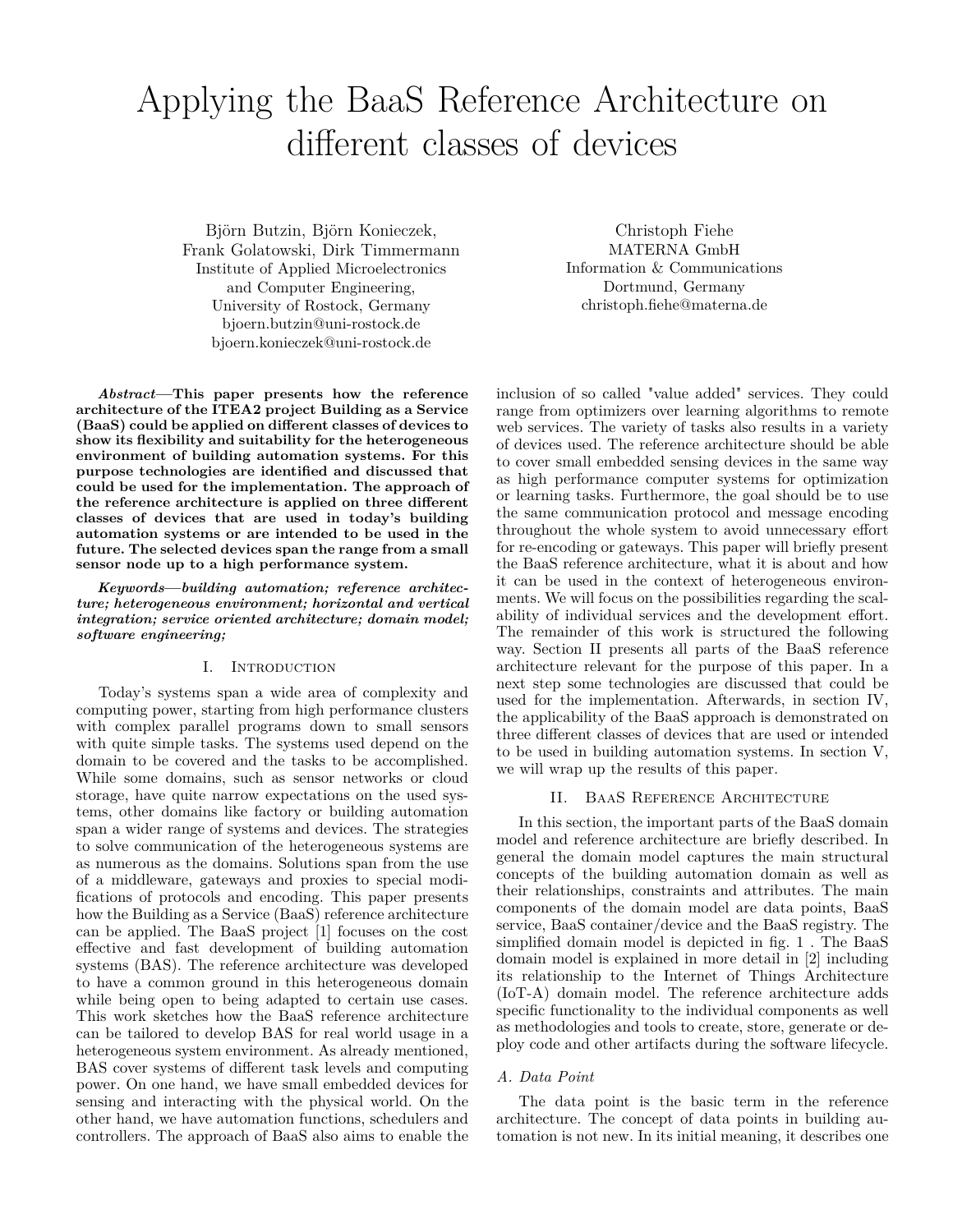# Applying the BaaS Reference Architecture on different classes of devices

Björn Butzin, Björn Konieczek,
Frank Golatowski, Dirk Timmermann
Institute of Applied Microelectronics
and Computer Engineering,
University of Rostock, Germany
bjoern.butzin@uni-rostock.de
bjoern.konieczek@uni-rostock.de

Christoph Fiehe
MATERNA GmbH
Information & Communications
Dortmund, Germany
christoph.fiehe@materna.de

***Abstract*—This paper presents how the reference architecture of the ITEA2 project Building as a Service (BaaS) could be applied on different classes of devices to show its flexibility and suitability for the heterogeneous environment of building automation systems. For this purpose technologies are identified and discussed that could be used for the implementation. The approach of the reference architecture is applied on three different classes of devices that are used in today's building automation systems or are intended to be used in the future. The selected devices span the range from a small sensor node up to a high performance system.**

***Keywords*—building automation; reference architecture; heterogeneous environment; horizontal and vertical integration; service oriented architecture; domain model; software engineering;**

## I. Introduction

Today's systems span a wide area of complexity and computing power, starting from high performance clusters with complex parallel programs down to small sensors with quite simple tasks. The systems used depend on the domain to be covered and the tasks to be accomplished. While some domains, such as sensor networks or cloud storage, have quite narrow expectations on the used systems, other domains like factory or building automation span a wider range of systems and devices. The strategies to solve communication of the heterogeneous systems are as numerous as the domains. Solutions span from the use of a middleware, gateways and proxies to special modifications of protocols and encoding. This paper presents how the Building as a Service (BaaS) reference architecture can be applied. The BaaS project [1] focuses on the cost effective and fast development of building automation systems (BAS). The reference architecture was developed to have a common ground in this heterogeneous domain while being open to being adapted to certain use cases. This work sketches how the BaaS reference architecture can be tailored to develop BAS for real world usage in a heterogeneous system environment. As already mentioned, BAS cover systems of different task levels and computing power. On one hand, we have small embedded devices for sensing and interacting with the physical world. On the other hand, we have automation functions, schedulers and controllers. The approach of BaaS also aims to enable the inclusion of so called "value added" services. They could range from optimizers over learning algorithms to remote web services. The variety of tasks also results in a variety of devices used. The reference architecture should be able to cover small embedded sensing devices in the same way as high performance computer systems for optimization or learning tasks. Furthermore, the goal should be to use the same communication protocol and message encoding throughout the whole system to avoid unnecessary effort for re-encoding or gateways. This paper will briefly present the BaaS reference architecture, what it is about and how it can be used in the context of heterogeneous environments. We will focus on the possibilities regarding the scalability of individual services and the development effort. The remainder of this work is structured the following way. Section II presents all parts of the BaaS reference architecture relevant for the purpose of this paper. In a next step some technologies are discussed that could be used for the implementation. Afterwards, in section IV, the applicability of the BaaS approach is demonstrated on three different classes of devices that are used or intended to be used in building automation systems. In section V, we will wrap up the results of this paper.

## II. BaaS Reference Architecture

In this section, the important parts of the BaaS domain model and reference architecture are briefly described. In general the domain model captures the main structural concepts of the building automation domain as well as their relationships, constraints and attributes. The main components of the domain model are data points, BaaS service, BaaS container/device and the BaaS registry. The simplified domain model is depicted in fig. 1 . The BaaS domain model is explained in more detail in [2] including its relationship to the Internet of Things Architecture (IoT-A) domain model. The reference architecture adds specific functionality to the individual components as well as methodologies and tools to create, store, generate or deploy code and other artifacts during the software lifecycle.

### *A. Data Point*

The data point is the basic term in the reference architecture. The concept of data points in building automation is not new. In its initial meaning, it describes one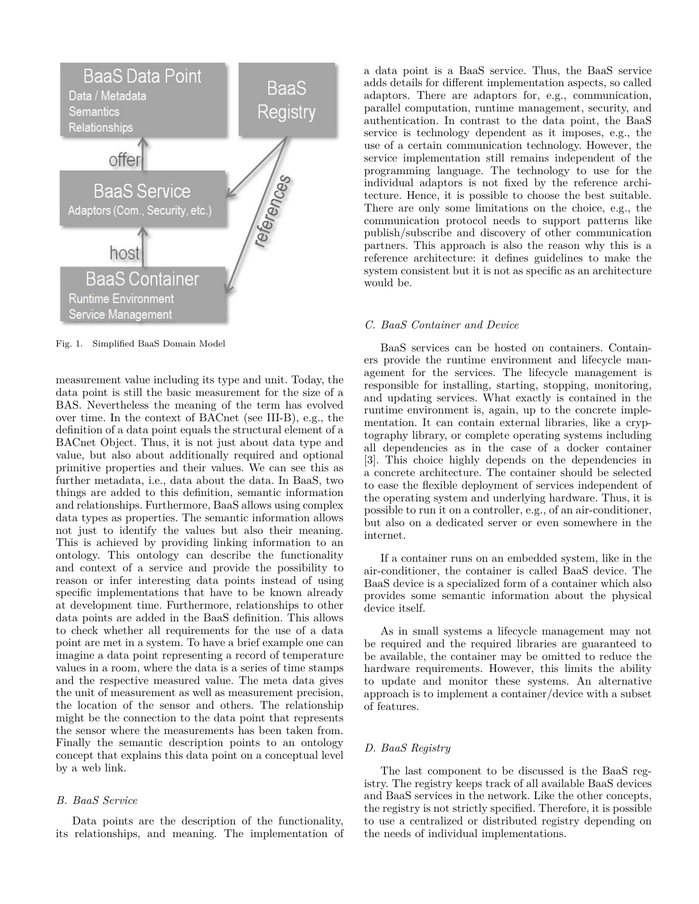BaaS Data Point
Data / Metadata
Semantics
Relationships

BaaS Registry

offer

BaaS Service
Adaptors (Com., Security, etc.)

references

host

BaaS Container
Runtime Environment
Service Management

Fig. 1. Simplified BaaS Domain Model

measurement value including its type and unit. Today, the data point is still the basic measurement for the size of a BAS. Nevertheless the meaning of the term has evolved over time. In the context of BACnet (see III-B), e.g., the definition of a data point equals the structural element of a BACnet Object. Thus, it is not just about data type and value, but also about additionally required and optional primitive properties and their values. We can see this as further metadata, i.e., data about the data. In BaaS, two things are added to this definition, semantic information and relationships. Furthermore, BaaS allows using complex data types as properties. The semantic information allows not just to identify the values but also their meaning. This is achieved by providing linking information to an ontology. This ontology can describe the functionality and context of a service and provide the possibility to reason or infer interesting data points instead of using specific implementations that have to be known already at development time. Furthermore, relationships to other data points are added in the BaaS definition. This allows to check whether all requirements for the use of a data point are met in a system. To have a brief example one can imagine a data point representing a record of temperature values in a room, where the data is a series of time stamps and the respective measured value. The meta data gives the unit of measurement as well as measurement precision, the location of the sensor and others. The relationship might be the connection to the data point that represents the sensor where the measurements has been taken from. Finally the semantic description points to an ontology concept that explains this data point on a conceptual level by a web link.

### B. BaaS Service

Data points are the description of the functionality, its relationships, and meaning. The implementation of a data point is a BaaS service. Thus, the BaaS service adds details for different implementation aspects, so called adaptors. There are adaptors for, e.g., communication, parallel computation, runtime management, security, and authentication. In contrast to the data point, the BaaS service is technology dependent as it imposes, e.g., the use of a certain communication technology. However, the service implementation still remains independent of the programming language. The technology to use for the individual adaptors is not fixed by the reference architecture. Hence, it is possible to choose the best suitable. There are only some limitations on the choice, e.g., the communication protocol needs to support patterns like publish/subscribe and discovery of other communication partners. This approach is also the reason why this is a reference architecture: it defines guidelines to make the system consistent but it is not as specific as an architecture would be.

### C. BaaS Container and Device

BaaS services can be hosted on containers. Containers provide the runtime environment and lifecycle management for the services. The lifecycle management is responsible for installing, starting, stopping, monitoring, and updating services. What exactly is contained in the runtime environment is, again, up to the concrete implementation. It can contain external libraries, like a cryptography library, or complete operating systems including all dependencies as in the case of a docker container [3]. This choice highly depends on the dependencies in a concrete architecture. The container should be selected to ease the flexible deployment of services independent of the operating system and underlying hardware. Thus, it is possible to run it on a controller, e.g., of an air-conditioner, but also on a dedicated server or even somewhere in the internet.

If a container runs on an embedded system, like in the air-conditioner, the container is called BaaS device. The BaaS device is a specialized form of a container which also provides some semantic information about the physical device itself.

As in small systems a lifecycle management may not be required and the required libraries are guaranteed to be available, the container may be omitted to reduce the hardware requirements. However, this limits the ability to update and monitor these systems. An alternative approach is to implement a container/device with a subset of features.

### D. BaaS Registry

The last component to be discussed is the BaaS registry. The registry keeps track of all available BaaS devices and BaaS services in the network. Like the other concepts, the registry is not strictly specified. Therefore, it is possible to use a centralized or distributed registry depending on the needs of individual implementations.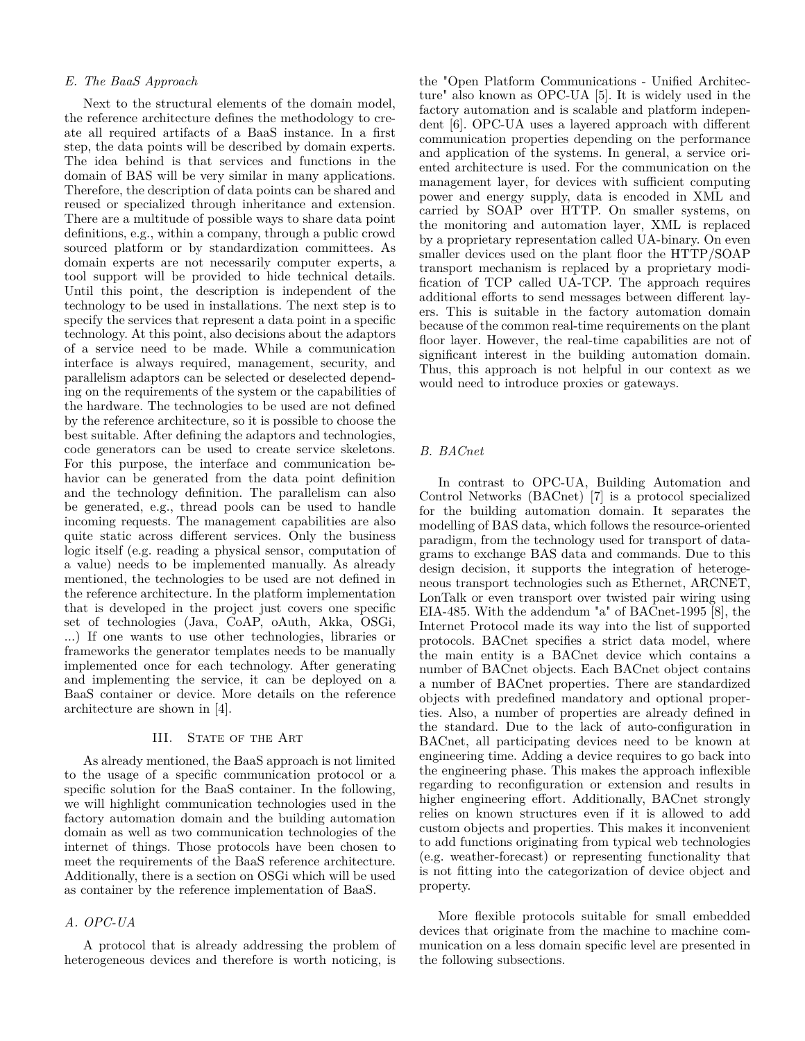### E. The BaaS Approach

Next to the structural elements of the domain model, the reference architecture defines the methodology to create all required artifacts of a BaaS instance. In a first step, the data points will be described by domain experts. The idea behind is that services and functions in the domain of BAS will be very similar in many applications. Therefore, the description of data points can be shared and reused or specialized through inheritance and extension. There are a multitude of possible ways to share data point definitions, e.g., within a company, through a public crowd sourced platform or by standardization committees. As domain experts are not necessarily computer experts, a tool support will be provided to hide technical details. Until this point, the description is independent of the technology to be used in installations. The next step is to specify the services that represent a data point in a specific technology. At this point, also decisions about the adaptors of a service need to be made. While a communication interface is always required, management, security, and parallelism adaptors can be selected or deselected depending on the requirements of the system or the capabilities of the hardware. The technologies to be used are not defined by the reference architecture, so it is possible to choose the best suitable. After defining the adaptors and technologies, code generators can be used to create service skeletons. For this purpose, the interface and communication behavior can be generated from the data point definition and the technology definition. The parallelism can also be generated, e.g., thread pools can be used to handle incoming requests. The management capabilities are also quite static across different services. Only the business logic itself (e.g. reading a physical sensor, computation of a value) needs to be implemented manually. As already mentioned, the technologies to be used are not defined in the reference architecture. In the platform implementation that is developed in the project just covers one specific set of technologies (Java, CoAP, oAuth, Akka, OSGi, ...) If one wants to use other technologies, libraries or frameworks the generator templates needs to be manually implemented once for each technology. After generating and implementing the service, it can be deployed on a BaaS container or device. More details on the reference architecture are shown in [4].

## III. State of the Art

As already mentioned, the BaaS approach is not limited to the usage of a specific communication protocol or a specific solution for the BaaS container. In the following, we will highlight communication technologies used in the factory automation domain and the building automation domain as well as two communication technologies of the internet of things. Those protocols have been chosen to meet the requirements of the BaaS reference architecture. Additionally, there is a section on OSGi which will be used as container by the reference implementation of BaaS.

### A. OPC-UA

A protocol that is already addressing the problem of heterogeneous devices and therefore is worth noticing, is the "Open Platform Communications - Unified Architecture" also known as OPC-UA [5]. It is widely used in the factory automation and is scalable and platform independent [6]. OPC-UA uses a layered approach with different communication properties depending on the performance and application of the systems. In general, a service oriented architecture is used. For the communication on the management layer, for devices with sufficient computing power and energy supply, data is encoded in XML and carried by SOAP over HTTP. On smaller systems, on the monitoring and automation layer, XML is replaced by a proprietary representation called UA-binary. On even smaller devices used on the plant floor the HTTP/SOAP transport mechanism is replaced by a proprietary modification of TCP called UA-TCP. The approach requires additional efforts to send messages between different layers. This is suitable in the factory automation domain because of the common real-time requirements on the plant floor layer. However, the real-time capabilities are not of significant interest in the building automation domain. Thus, this approach is not helpful in our context as we would need to introduce proxies or gateways.

### B. BACnet

In contrast to OPC-UA, Building Automation and Control Networks (BACnet) [7] is a protocol specialized for the building automation domain. It separates the modelling of BAS data, which follows the resource-oriented paradigm, from the technology used for transport of datagrams to exchange BAS data and commands. Due to this design decision, it supports the integration of heterogeneous transport technologies such as Ethernet, ARCNET, LonTalk or even transport over twisted pair wiring using EIA-485. With the addendum "a" of BACnet-1995 [8], the Internet Protocol made its way into the list of supported protocols. BACnet specifies a strict data model, where the main entity is a BACnet device which contains a number of BACnet objects. Each BACnet object contains a number of BACnet properties. There are standardized objects with predefined mandatory and optional properties. Also, a number of properties are already defined in the standard. Due to the lack of auto-configuration in BACnet, all participating devices need to be known at engineering time. Adding a device requires to go back into the engineering phase. This makes the approach inflexible regarding to reconfiguration or extension and results in higher engineering effort. Additionally, BACnet strongly relies on known structures even if it is allowed to add custom objects and properties. This makes it inconvenient to add functions originating from typical web technologies (e.g. weather-forecast) or representing functionality that is not fitting into the categorization of device object and property.

More flexible protocols suitable for small embedded devices that originate from the machine to machine communication on a less domain specific level are presented in the following subsections.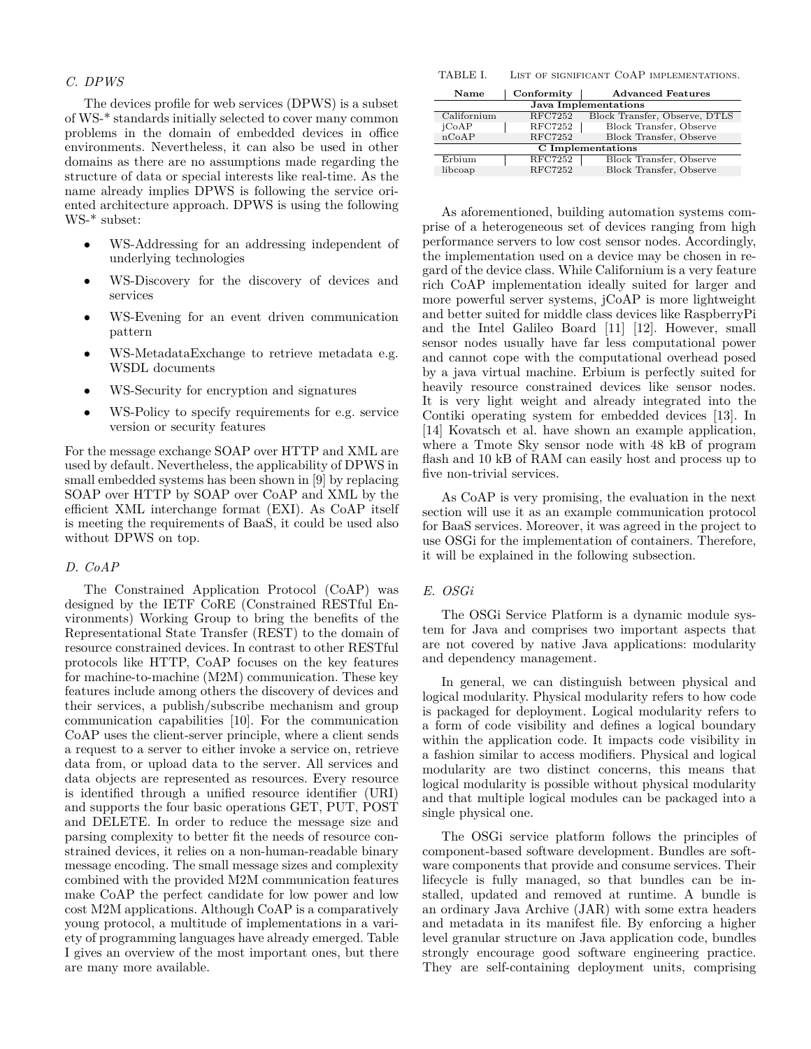### C. DPWS

The devices profile for web services (DPWS) is a subset of WS-* standards initially selected to cover many common problems in the domain of embedded devices in office environments. Nevertheless, it can also be used in other domains as there are no assumptions made regarding the structure of data or special interests like real-time. As the name already implies DPWS is following the service oriented architecture approach. DPWS is using the following WS-* subset:

- WS-Addressing for an addressing independent of underlying technologies
- WS-Discovery for the discovery of devices and services
- WS-Evening for an event driven communication pattern
- WS-MetadataExchange to retrieve metadata e.g. WSDL documents
- WS-Security for encryption and signatures
- WS-Policy to specify requirements for e.g. service version or security features

For the message exchange SOAP over HTTP and XML are used by default. Nevertheless, the applicability of DPWS in small embedded systems has been shown in [9] by replacing SOAP over HTTP by SOAP over CoAP and XML by the efficient XML interchange format (EXI). As CoAP itself is meeting the requirements of BaaS, it could be used also without DPWS on top.

### D. CoAP

The Constrained Application Protocol (CoAP) was designed by the IETF CoRE (Constrained RESTful Environments) Working Group to bring the benefits of the Representational State Transfer (REST) to the domain of resource constrained devices. In contrast to other RESTful protocols like HTTP, CoAP focuses on the key features for machine-to-machine (M2M) communication. These key features include among others the discovery of devices and their services, a publish/subscribe mechanism and group communication capabilities [10]. For the communication CoAP uses the client-server principle, where a client sends a request to a server to either invoke a service on, retrieve data from, or upload data to the server. All services and data objects are represented as resources. Every resource is identified through a unified resource identifier (URI) and supports the four basic operations GET, PUT, POST and DELETE. In order to reduce the message size and parsing complexity to better fit the needs of resource constrained devices, it relies on a non-human-readable binary message encoding. The small message sizes and complexity combined with the provided M2M communication features make CoAP the perfect candidate for low power and low cost M2M applications. Although CoAP is a comparatively young protocol, a multitude of implementations in a variety of programming languages have already emerged. Table I gives an overview of the most important ones, but there are many more available.

TABLE I. List of significant CoAP implementations.

| Name | Conformity | Advanced Features |
|---|---|---|
| **Java Implementations** | | |
| Californium | RFC7252 | Block Transfer, Observe, DTLS |
| jCoAP | RFC7252 | Block Transfer, Observe |
| nCoAP | RFC7252 | Block Transfer, Observe |
| **C Implementations** | | |
| Erbium | RFC7252 | Block Transfer, Observe |
| libcoap | RFC7252 | Block Transfer, Observe |

As aforementioned, building automation systems comprise of a heterogeneous set of devices ranging from high performance servers to low cost sensor nodes. Accordingly, the implementation used on a device may be chosen in regard of the device class. While Californium is a very feature rich CoAP implementation ideally suited for larger and more powerful server systems, jCoAP is more lightweight and better suited for middle class devices like RaspberryPi and the Intel Galileo Board [11] [12]. However, small sensor nodes usually have far less computational power and cannot cope with the computational overhead posed by a java virtual machine. Erbium is perfectly suited for heavily resource constrained devices like sensor nodes. It is very light weight and already integrated into the Contiki operating system for embedded devices [13]. In [14] Kovatsch et al. have shown an example application, where a Tmote Sky sensor node with 48 kB of program flash and 10 kB of RAM can easily host and process up to five non-trivial services.

As CoAP is very promising, the evaluation in the next section will use it as an example communication protocol for BaaS services. Moreover, it was agreed in the project to use OSGi for the implementation of containers. Therefore, it will be explained in the following subsection.

### E. OSGi

The OSGi Service Platform is a dynamic module system for Java and comprises two important aspects that are not covered by native Java applications: modularity and dependency management.

In general, we can distinguish between physical and logical modularity. Physical modularity refers to how code is packaged for deployment. Logical modularity refers to a form of code visibility and defines a logical boundary within the application code. It impacts code visibility in a fashion similar to access modifiers. Physical and logical modularity are two distinct concerns, this means that logical modularity is possible without physical modularity and that multiple logical modules can be packaged into a single physical one.

The OSGi service platform follows the principles of component-based software development. Bundles are software components that provide and consume services. Their lifecycle is fully managed, so that bundles can be installed, updated and removed at runtime. A bundle is an ordinary Java Archive (JAR) with some extra headers and metadata in its manifest file. By enforcing a higher level granular structure on Java application code, bundles strongly encourage good software engineering practice. They are self-containing deployment units, comprising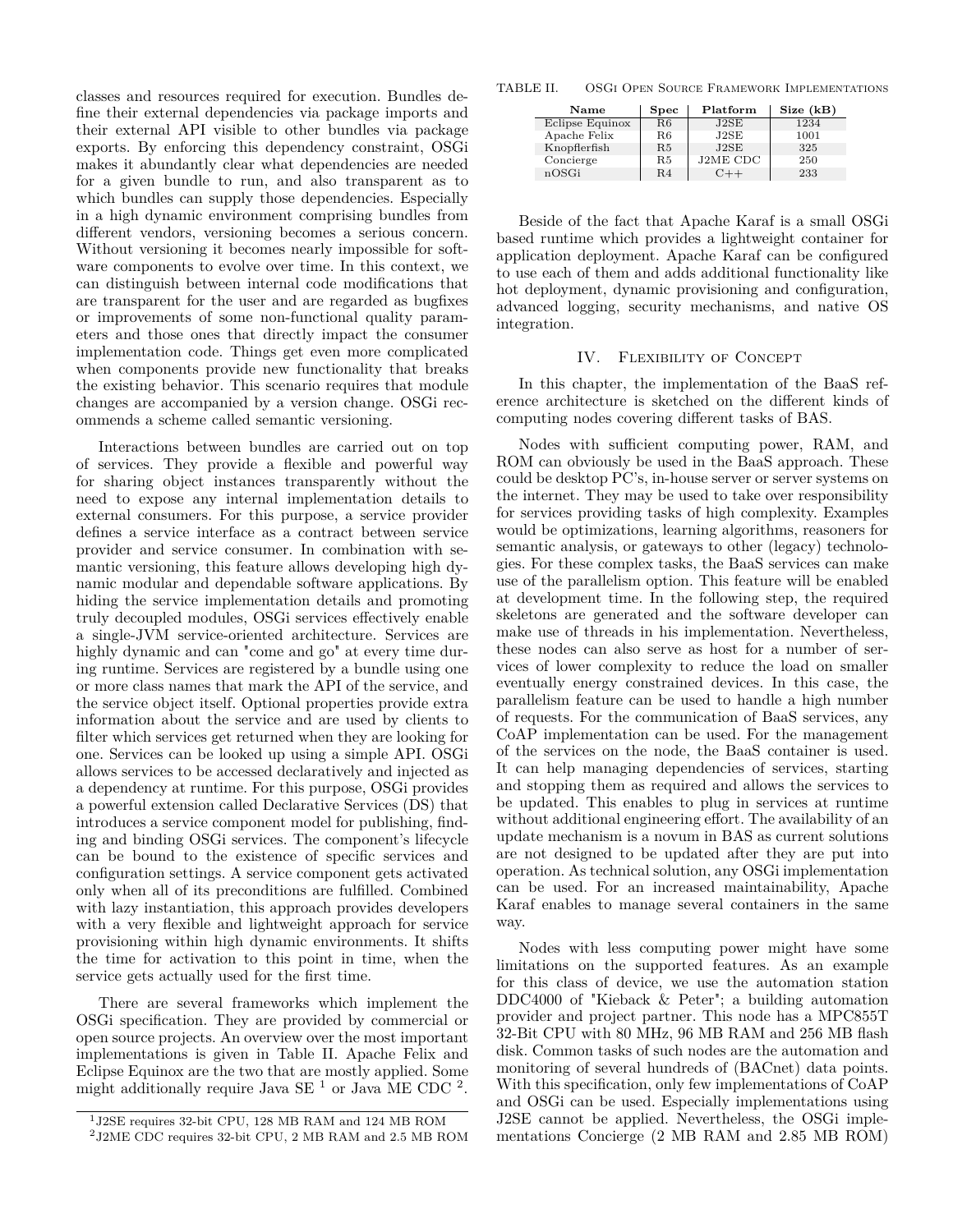classes and resources required for execution. Bundles define their external dependencies via package imports and their external API visible to other bundles via package exports. By enforcing this dependency constraint, OSGi makes it abundantly clear what dependencies are needed for a given bundle to run, and also transparent as to which bundles can supply those dependencies. Especially in a high dynamic environment comprising bundles from different vendors, versioning becomes a serious concern. Without versioning it becomes nearly impossible for software components to evolve over time. In this context, we can distinguish between internal code modifications that are transparent for the user and are regarded as bugfixes or improvements of some non-functional quality parameters and those ones that directly impact the consumer implementation code. Things get even more complicated when components provide new functionality that breaks the existing behavior. This scenario requires that module changes are accompanied by a version change. OSGi recommends a scheme called semantic versioning.

Interactions between bundles are carried out on top of services. They provide a flexible and powerful way for sharing object instances transparently without the need to expose any internal implementation details to external consumers. For this purpose, a service provider defines a service interface as a contract between service provider and service consumer. In combination with semantic versioning, this feature allows developing high dynamic modular and dependable software applications. By hiding the service implementation details and promoting truly decoupled modules, OSGi services effectively enable a single-JVM service-oriented architecture. Services are highly dynamic and can "come and go" at every time during runtime. Services are registered by a bundle using one or more class names that mark the API of the service, and the service object itself. Optional properties provide extra information about the service and are used by clients to filter which services get returned when they are looking for one. Services can be looked up using a simple API. OSGi allows services to be accessed declaratively and injected as a dependency at runtime. For this purpose, OSGi provides a powerful extension called Declarative Services (DS) that introduces a service component model for publishing, finding and binding OSGi services. The component's lifecycle can be bound to the existence of specific services and configuration settings. A service component gets activated only when all of its preconditions are fulfilled. Combined with lazy instantiation, this approach provides developers with a very flexible and lightweight approach for service provisioning within high dynamic environments. It shifts the time for activation to this point in time, when the service gets actually used for the first time.

There are several frameworks which implement the OSGi specification. They are provided by commercial or open source projects. An overview over the most important implementations is given in Table II. Apache Felix and Eclipse Equinox are the two that are mostly applied. Some might additionally require Java SE [1] or Java ME CDC [2].

[1] J2SE requires 32-bit CPU, 128 MB RAM and 124 MB ROM

[2] J2ME CDC requires 32-bit CPU, 2 MB RAM and 2.5 MB ROM

TABLE II. OSGi Open Source Framework Implementations

| Name | Spec | Platform | Size (kB) |
|---|---|---|---|
| Eclipse Equinox | R6 | J2SE | 1234 |
| Apache Felix | R6 | J2SE | 1001 |
| Knopflerfish | R5 | J2SE | 325 |
| Concierge | R5 | J2ME CDC | 250 |
| nOSGi | R4 | C++ | 233 |

Beside of the fact that Apache Karaf is a small OSGi based runtime which provides a lightweight container for application deployment. Apache Karaf can be configured to use each of them and adds additional functionality like hot deployment, dynamic provisioning and configuration, advanced logging, security mechanisms, and native OS integration.

## IV. Flexibility of Concept

In this chapter, the implementation of the BaaS reference architecture is sketched on the different kinds of computing nodes covering different tasks of BAS.

Nodes with sufficient computing power, RAM, and ROM can obviously be used in the BaaS approach. These could be desktop PC's, in-house server or server systems on the internet. They may be used to take over responsibility for services providing tasks of high complexity. Examples would be optimizations, learning algorithms, reasoners for semantic analysis, or gateways to other (legacy) technologies. For these complex tasks, the BaaS services can make use of the parallelism option. This feature will be enabled at development time. In the following step, the required skeletons are generated and the software developer can make use of threads in his implementation. Nevertheless, these nodes can also serve as host for a number of services of lower complexity to reduce the load on smaller eventually energy constrained devices. In this case, the parallelism feature can be used to handle a high number of requests. For the communication of BaaS services, any CoAP implementation can be used. For the management of the services on the node, the BaaS container is used. It can help managing dependencies of services, starting and stopping them as required and allows the services to be updated. This enables to plug in services at runtime without additional engineering effort. The availability of an update mechanism is a novum in BAS as current solutions are not designed to be updated after they are put into operation. As technical solution, any OSGi implementation can be used. For an increased maintainability, Apache Karaf enables to manage several containers in the same way.

Nodes with less computing power might have some limitations on the supported features. As an example for this class of device, we use the automation station DDC4000 of "Kieback & Peter"; a building automation provider and project partner. This node has a MPC855T 32-Bit CPU with 80 MHz, 96 MB RAM and 256 MB flash disk. Common tasks of such nodes are the automation and monitoring of several hundreds of (BACnet) data points. With this specification, only few implementations of CoAP and OSGi can be used. Especially implementations using J2SE cannot be applied. Nevertheless, the OSGi implementations Concierge (2 MB RAM and 2.85 MB ROM)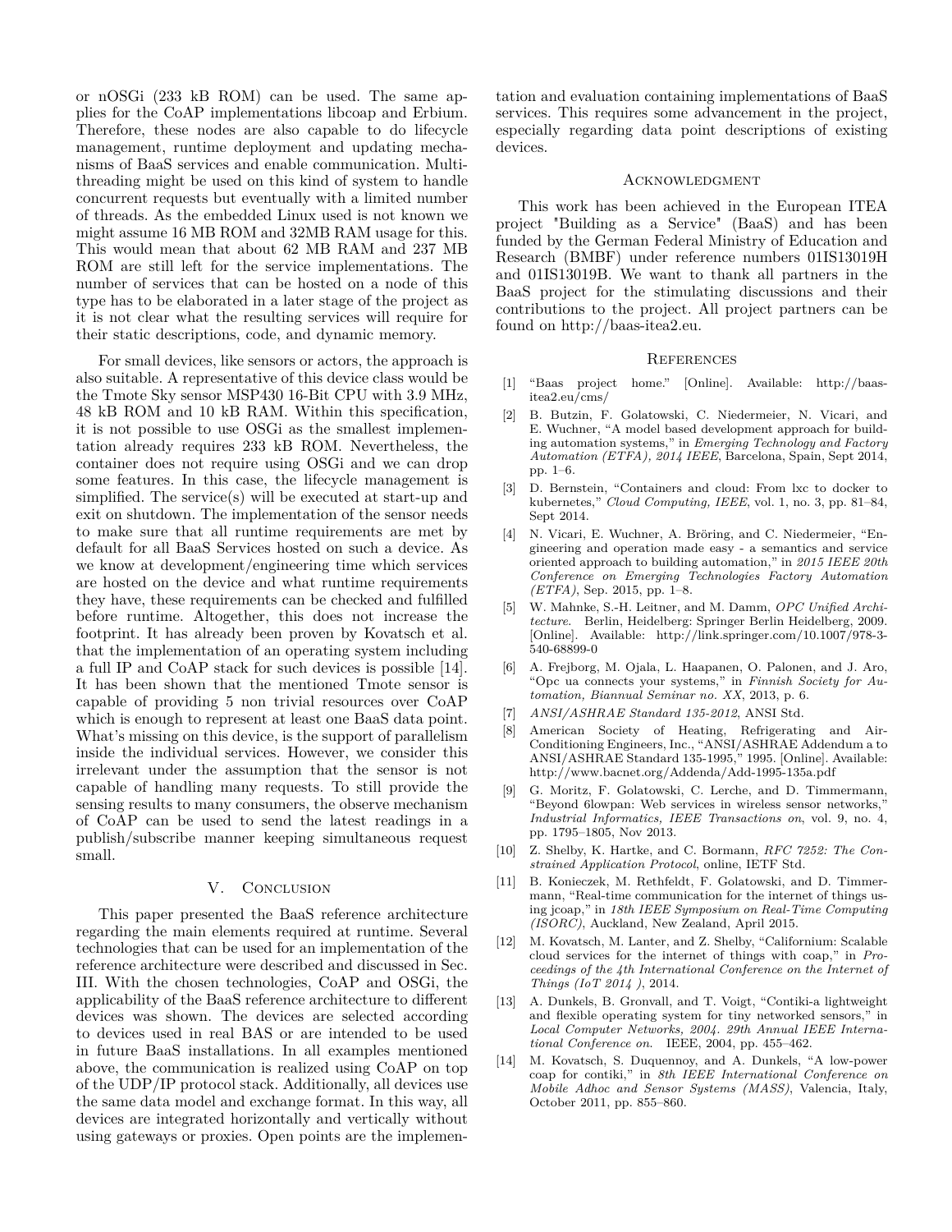or nOSGi (233 kB ROM) can be used. The same applies for the CoAP implementations libcoap and Erbium. Therefore, these nodes are also capable to do lifecycle management, runtime deployment and updating mechanisms of BaaS services and enable communication. Multi-threading might be used on this kind of system to handle concurrent requests but eventually with a limited number of threads. As the embedded Linux used is not known we might assume 16 MB ROM and 32MB RAM usage for this. This would mean that about 62 MB RAM and 237 MB ROM are still left for the service implementations. The number of services that can be hosted on a node of this type has to be elaborated in a later stage of the project as it is not clear what the resulting services will require for their static descriptions, code, and dynamic memory.

For small devices, like sensors or actors, the approach is also suitable. A representative of this device class would be the Tmote Sky sensor MSP430 16-Bit CPU with 3.9 MHz, 48 kB ROM and 10 kB RAM. Within this specification, it is not possible to use OSGi as the smallest implementation already requires 233 kB ROM. Nevertheless, the container does not require using OSGi and we can drop some features. In this case, the lifecycle management is simplified. The service(s) will be executed at start-up and exit on shutdown. The implementation of the sensor needs to make sure that all runtime requirements are met by default for all BaaS Services hosted on such a device. As we know at development/engineering time which services are hosted on the device and what runtime requirements they have, these requirements can be checked and fulfilled before runtime. Altogether, this does not increase the footprint. It has already been proven by Kovatsch et al. that the implementation of an operating system including a full IP and CoAP stack for such devices is possible [14]. It has been shown that the mentioned Tmote sensor is capable of providing 5 non trivial resources over CoAP which is enough to represent at least one BaaS data point. What's missing on this device, is the support of parallelism inside the individual services. However, we consider this irrelevant under the assumption that the sensor is not capable of handling many requests. To still provide the sensing results to many consumers, the observe mechanism of CoAP can be used to send the latest readings in a publish/subscribe manner keeping simultaneous request small.

## V. Conclusion

This paper presented the BaaS reference architecture regarding the main elements required at runtime. Several technologies that can be used for an implementation of the reference architecture were described and discussed in Sec. III. With the chosen technologies, CoAP and OSGi, the applicability of the BaaS reference architecture to different devices was shown. The devices are selected according to devices used in real BAS or are intended to be used in future BaaS installations. In all examples mentioned above, the communication is realized using CoAP on top of the UDP/IP protocol stack. Additionally, all devices use the same data model and exchange format. In this way, all devices are integrated horizontally and vertically without using gateways or proxies. Open points are the implementation and evaluation containing implementations of BaaS services. This requires some advancement in the project, especially regarding data point descriptions of existing devices.

## Acknowledgment

This work has been achieved in the European ITEA project "Building as a Service" (BaaS) and has been funded by the German Federal Ministry of Education and Research (BMBF) under reference numbers 01IS13019H and 01IS13019B. We want to thank all partners in the BaaS project for the stimulating discussions and their contributions to the project. All project partners can be found on http://baas-itea2.eu.

## References

[1] "Baas project home." [Online]. Available: http://baas-itea2.eu/cms/

[2] B. Butzin, F. Golatowski, C. Niedermeier, N. Vicari, and E. Wuchner, "A model based development approach for building automation systems," in *Emerging Technology and Factory Automation (ETFA), 2014 IEEE*, Barcelona, Spain, Sept 2014, pp. 1–6.

[3] D. Bernstein, "Containers and cloud: From lxc to docker to kubernetes," *Cloud Computing, IEEE*, vol. 1, no. 3, pp. 81–84, Sept 2014.

[4] N. Vicari, E. Wuchner, A. Bröring, and C. Niedermeier, "Engineering and operation made easy - a semantics and service oriented approach to building automation," in *2015 IEEE 20th Conference on Emerging Technologies Factory Automation (ETFA)*, Sep. 2015, pp. 1–8.

[5] W. Mahnke, S.-H. Leitner, and M. Damm, *OPC Unified Architecture.* Berlin, Heidelberg: Springer Berlin Heidelberg, 2009. [Online]. Available: http://link.springer.com/10.1007/978-3-540-68899-0

[6] A. Frejborg, M. Ojala, L. Haapanen, O. Palonen, and J. Aro, "Opc ua connects your systems," in *Finnish Society for Automation, Biannual Seminar no. XX*, 2013, p. 6.

[7] *ANSI/ASHRAE Standard 135-2012*, ANSI Std.

[8] American Society of Heating, Refrigerating and Air-Conditioning Engineers, Inc., "ANSI/ASHRAE Addendum a to ANSI/ASHRAE Standard 135-1995," 1995. [Online]. Available: http://www.bacnet.org/Addenda/Add-1995-135a.pdf

[9] G. Moritz, F. Golatowski, C. Lerche, and D. Timmermann, "Beyond 6lowpan: Web services in wireless sensor networks," *Industrial Informatics, IEEE Transactions on*, vol. 9, no. 4, pp. 1795–1805, Nov 2013.

[10] Z. Shelby, K. Hartke, and C. Bormann, *RFC 7252: The Constrained Application Protocol*, online, IETF Std.

[11] B. Konieczek, M. Rethfeldt, F. Golatowski, and D. Timmermann, "Real-time communication for the internet of things using jcoap," in *18th IEEE Symposium on Real-Time Computing (ISORC)*, Auckland, New Zealand, April 2015.

[12] M. Kovatsch, M. Lanter, and Z. Shelby, "Californium: Scalable cloud services for the internet of things with coap," in *Proceedings of the 4th International Conference on the Internet of Things (IoT 2014 )*, 2014.

[13] A. Dunkels, B. Gronvall, and T. Voigt, "Contiki-a lightweight and flexible operating system for tiny networked sensors," in *Local Computer Networks, 2004. 29th Annual IEEE International Conference on.* IEEE, 2004, pp. 455–462.

[14] M. Kovatsch, S. Duquennoy, and A. Dunkels, "A low-power coap for contiki," in *8th IEEE International Conference on Mobile Adhoc and Sensor Systems (MASS)*, Valencia, Italy, October 2011, pp. 855–860.